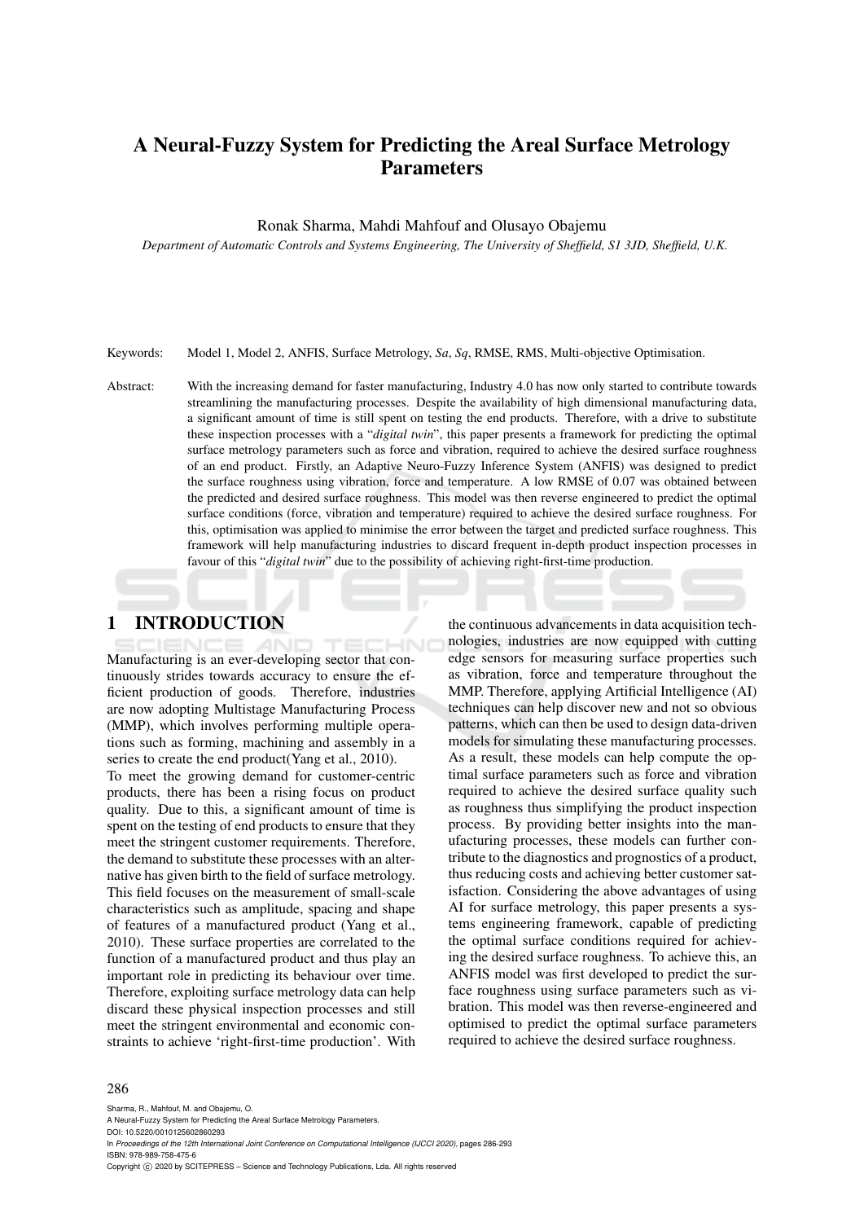# A Neural-Fuzzy System for Predicting the Areal Surface Metrology Parameters

Ronak Sharma, Mahdi Mahfouf and Olusayo Obajemu

*Department of Automatic Controls and Systems Engineering, The University of Sheffield, S1 3JD, Sheffield, U.K.*

Keywords: Model 1, Model 2, ANFIS, Surface Metrology, *Sa*, *Sq*, RMSE, RMS, Multi-objective Optimisation.

Abstract: With the increasing demand for faster manufacturing, Industry 4.0 has now only started to contribute towards streamlining the manufacturing processes. Despite the availability of high dimensional manufacturing data, a significant amount of time is still spent on testing the end products. Therefore, with a drive to substitute these inspection processes with a "*digital twin*", this paper presents a framework for predicting the optimal surface metrology parameters such as force and vibration, required to achieve the desired surface roughness of an end product. Firstly, an Adaptive Neuro-Fuzzy Inference System (ANFIS) was designed to predict the surface roughness using vibration, force and temperature. A low RMSE of 0.07 was obtained between the predicted and desired surface roughness. This model was then reverse engineered to predict the optimal surface conditions (force, vibration and temperature) required to achieve the desired surface roughness. For this, optimisation was applied to minimise the error between the target and predicted surface roughness. This framework will help manufacturing industries to discard frequent in-depth product inspection processes in favour of this "*digital twin*" due to the possibility of achieving right-first-time production.

## 1 INTRODUCTION

Manufacturing is an ever-developing sector that continuously strides towards accuracy to ensure the efficient production of goods. Therefore, industries are now adopting Multistage Manufacturing Process (MMP), which involves performing multiple operations such as forming, machining and assembly in a series to create the end product(Yang et al., 2010).

To meet the growing demand for customer-centric products, there has been a rising focus on product quality. Due to this, a significant amount of time is spent on the testing of end products to ensure that they meet the stringent customer requirements. Therefore, the demand to substitute these processes with an alternative has given birth to the field of surface metrology. This field focuses on the measurement of small-scale characteristics such as amplitude, spacing and shape of features of a manufactured product (Yang et al., 2010). These surface properties are correlated to the function of a manufactured product and thus play an important role in predicting its behaviour over time. Therefore, exploiting surface metrology data can help discard these physical inspection processes and still meet the stringent environmental and economic constraints to achieve 'right-first-time production'. With the continuous advancements in data acquisition technologies, industries are now equipped with cutting edge sensors for measuring surface properties such as vibration, force and temperature throughout the MMP. Therefore, applying Artificial Intelligence (AI) techniques can help discover new and not so obvious patterns, which can then be used to design data-driven models for simulating these manufacturing processes. As a result, these models can help compute the optimal surface parameters such as force and vibration required to achieve the desired surface quality such as roughness thus simplifying the product inspection process. By providing better insights into the manufacturing processes, these models can further contribute to the diagnostics and prognostics of a product, thus reducing costs and achieving better customer satisfaction. Considering the above advantages of using AI for surface metrology, this paper presents a systems engineering framework, capable of predicting the optimal surface conditions required for achieving the desired surface roughness. To achieve this, an ANFIS model was first developed to predict the surface roughness using surface parameters such as vibration. This model was then reverse-engineered and optimised to predict the optimal surface parameters required to achieve the desired surface roughness.

Sharma, R., Mahfouf, M. and Obajemu, O.
A Neural-Fuzzy System for Predicting the Areal Surface Metrology Parameters.
DOI: 10.5220/0010125602860293
In *Proceedings of the 12th International Joint Conference on Computational Intelligence (IJCCI 2020)*, pages 286-293
ISBN: 978-989-758-475-6
Copyright © 2020 by SCITEPRESS – Science and Technology Publications, Lda. All rights reserved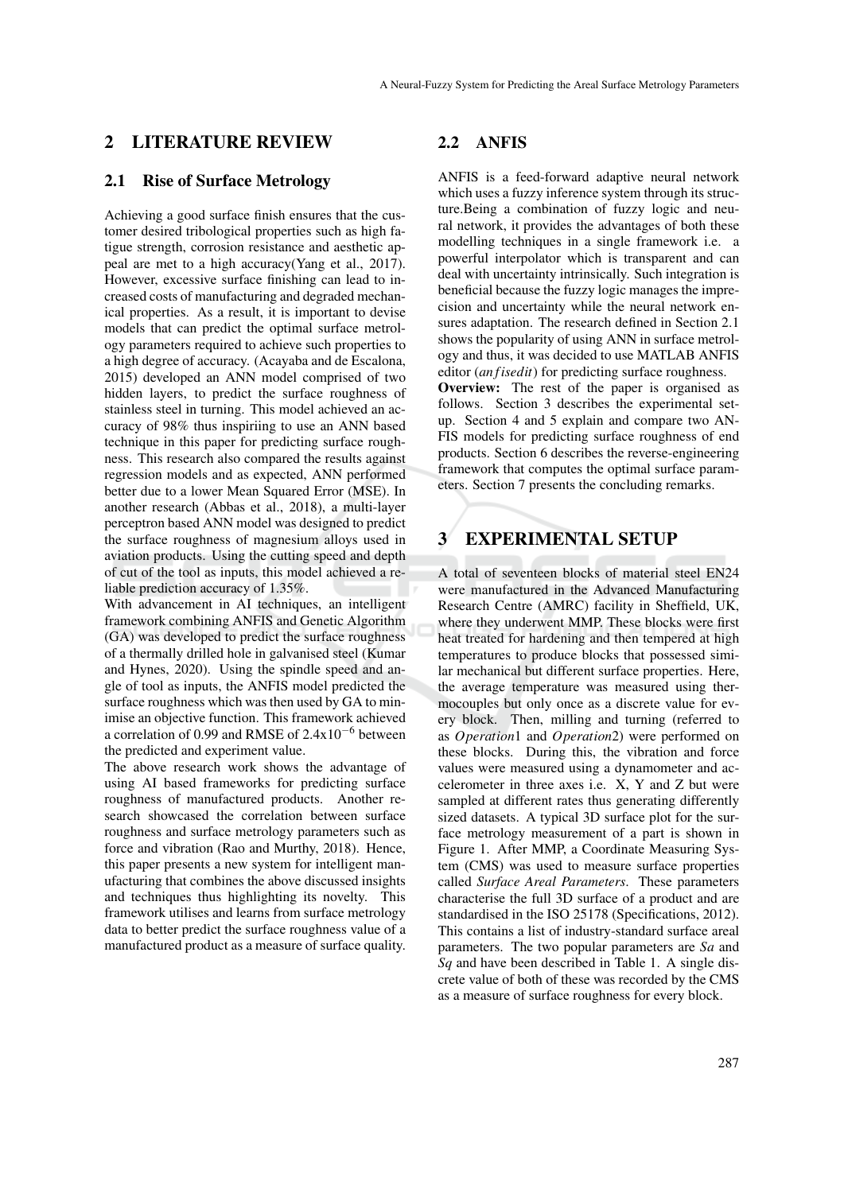## 2 LITERATURE REVIEW

### 2.1 Rise of Surface Metrology

Achieving a good surface finish ensures that the customer desired tribological properties such as high fatigue strength, corrosion resistance and aesthetic appeal are met to a high accuracy(Yang et al., 2017). However, excessive surface finishing can lead to increased costs of manufacturing and degraded mechanical properties. As a result, it is important to devise models that can predict the optimal surface metrology parameters required to achieve such properties to a high degree of accuracy. (Acayaba and de Escalona, 2015) developed an ANN model comprised of two hidden layers, to predict the surface roughness of stainless steel in turning. This model achieved an accuracy of 98% thus inspiriing to use an ANN based technique in this paper for predicting surface roughness. This research also compared the results against regression models and as expected, ANN performed better due to a lower Mean Squared Error (MSE). In another research (Abbas et al., 2018), a multi-layer perceptron based ANN model was designed to predict the surface roughness of magnesium alloys used in aviation products. Using the cutting speed and depth of cut of the tool as inputs, this model achieved a reliable prediction accuracy of 1.35%.

With advancement in AI techniques, an intelligent framework combining ANFIS and Genetic Algorithm (GA) was developed to predict the surface roughness of a thermally drilled hole in galvanised steel (Kumar and Hynes, 2020). Using the spindle speed and angle of tool as inputs, the ANFIS model predicted the surface roughness which was then used by GA to minimise an objective function. This framework achieved a correlation of 0.99 and RMSE of $2.4\text{x}10^{-6}$ between the predicted and experiment value.

The above research work shows the advantage of using AI based frameworks for predicting surface roughness of manufactured products. Another research showcased the correlation between surface roughness and surface metrology parameters such as force and vibration (Rao and Murthy, 2018). Hence, this paper presents a new system for intelligent manufacturing that combines the above discussed insights and techniques thus highlighting its novelty. This framework utilises and learns from surface metrology data to better predict the surface roughness value of a manufactured product as a measure of surface quality.

### 2.2 ANFIS

ANFIS is a feed-forward adaptive neural network which uses a fuzzy inference system through its structure.Being a combination of fuzzy logic and neural network, it provides the advantages of both these modelling techniques in a single framework i.e. a powerful interpolator which is transparent and can deal with uncertainty intrinsically. Such integration is beneficial because the fuzzy logic manages the imprecision and uncertainty while the neural network ensures adaptation. The research defined in Section 2.1 shows the popularity of using ANN in surface metrology and thus, it was decided to use MATLAB ANFIS editor (*anfisedit*) for predicting surface roughness.

**Overview:** The rest of the paper is organised as follows. Section 3 describes the experimental setup. Section 4 and 5 explain and compare two ANFIS models for predicting surface roughness of end products. Section 6 describes the reverse-engineering framework that computes the optimal surface parameters. Section 7 presents the concluding remarks.

## 3 EXPERIMENTAL SETUP

A total of seventeen blocks of material steel EN24 were manufactured in the Advanced Manufacturing Research Centre (AMRC) facility in Sheffield, UK, where they underwent MMP. These blocks were first heat treated for hardening and then tempered at high temperatures to produce blocks that possessed similar mechanical but different surface properties. Here, the average temperature was measured using thermocouples but only once as a discrete value for every block. Then, milling and turning (referred to as *Operation*1 and *Operation*2) were performed on these blocks. During this, the vibration and force values were measured using a dynamometer and accelerometer in three axes i.e. X, Y and Z but were sampled at different rates thus generating differently sized datasets. A typical 3D surface plot for the surface metrology measurement of a part is shown in Figure 1. After MMP, a Coordinate Measuring System (CMS) was used to measure surface properties called *Surface Areal Parameters*. These parameters characterise the full 3D surface of a product and are standardised in the ISO 25178 (Specifications, 2012). This contains a list of industry-standard surface areal parameters. The two popular parameters are *Sa* and *Sq* and have been described in Table 1. A single discrete value of both of these was recorded by the CMS as a measure of surface roughness for every block.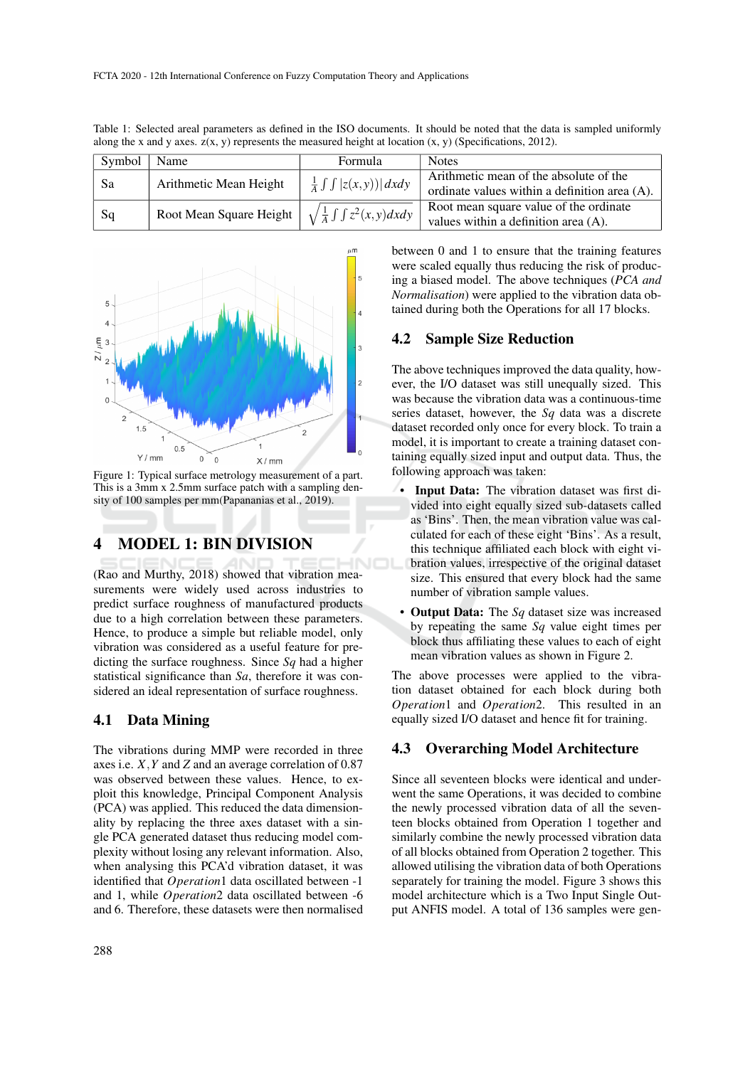Table 1: Selected areal parameters as defined in the ISO documents. It should be noted that the data is sampled uniformly along the x and y axes. z(x, y) represents the measured height at location (x, y) (Specifications, 2012).

| Symbol | Name | Formula | Notes |
|---|---|---|---|
| Sa | Arithmetic Mean Height | $\frac{1}{A}\int\int \lvert z(x,y)) \rvert dxdy$ | Arithmetic mean of the absolute of the ordinate values within a definition area (A). |
| Sq | Root Mean Square Height | $\sqrt{\frac{1}{A}\int\int z^2(x,y)dxdy}$ | Root mean square value of the ordinate values within a definition area (A). |

μm
5
4
3
2
1
0
Z / μm
Y / mm
X / mm

Figure 1: Typical surface metrology measurement of a part. This is a 3mm x 2.5mm surface patch with a sampling density of 100 samples per mm(Papananias et al., 2019).

# 4 MODEL 1: BIN DIVISION

(Rao and Murthy, 2018) showed that vibration measurements were widely used across industries to predict surface roughness of manufactured products due to a high correlation between these parameters. Hence, to produce a simple but reliable model, only vibration was considered as a useful feature for predicting the surface roughness. Since *Sq* had a higher statistical significance than *Sa*, therefore it was considered an ideal representation of surface roughness.

## 4.1 Data Mining

The vibrations during MMP were recorded in three axes i.e. $X, Y$ and $Z$ and an average correlation of 0.87 was observed between these values. Hence, to exploit this knowledge, Principal Component Analysis (PCA) was applied. This reduced the data dimensionality by replacing the three axes dataset with a single PCA generated dataset thus reducing model complexity without losing any relevant information. Also, when analysing this PCA'd vibration dataset, it was identified that $Operation1$ data oscillated between -1 and 1, while $Operation2$ data oscillated between -6 and 6. Therefore, these datasets were then normalised between 0 and 1 to ensure that the training features were scaled equally thus reducing the risk of producing a biased model. The above techniques (*PCA and Normalisation*) were applied to the vibration data obtained during both the Operations for all 17 blocks.

## 4.2 Sample Size Reduction

The above techniques improved the data quality, however, the I/O dataset was still unequally sized. This was because the vibration data was a continuous-time series dataset, however, the *Sq* data was a discrete dataset recorded only once for every block. To train a model, it is important to create a training dataset containing equally sized input and output data. Thus, the following approach was taken:

- **Input Data:** The vibration dataset was first divided into eight equally sized sub-datasets called as 'Bins'. Then, the mean vibration value was calculated for each of these eight 'Bins'. As a result, this technique affiliated each block with eight vibration values, irrespective of the original dataset size. This ensured that every block had the same number of vibration sample values.
- **Output Data:** The *Sq* dataset size was increased by repeating the same *Sq* value eight times per block thus affiliating these values to each of eight mean vibration values as shown in Figure 2.

The above processes were applied to the vibration dataset obtained for each block during both $Operation1$ and $Operation2$. This resulted in an equally sized I/O dataset and hence fit for training.

## 4.3 Overarching Model Architecture

Since all seventeen blocks were identical and underwent the same Operations, it was decided to combine the newly processed vibration data of all the seventeen blocks obtained from Operation 1 together and similarly combine the newly processed vibration data of all blocks obtained from Operation 2 together. This allowed utilising the vibration data of both Operations separately for training the model. Figure 3 shows this model architecture which is a Two Input Single Output ANFIS model. A total of 136 samples were gen-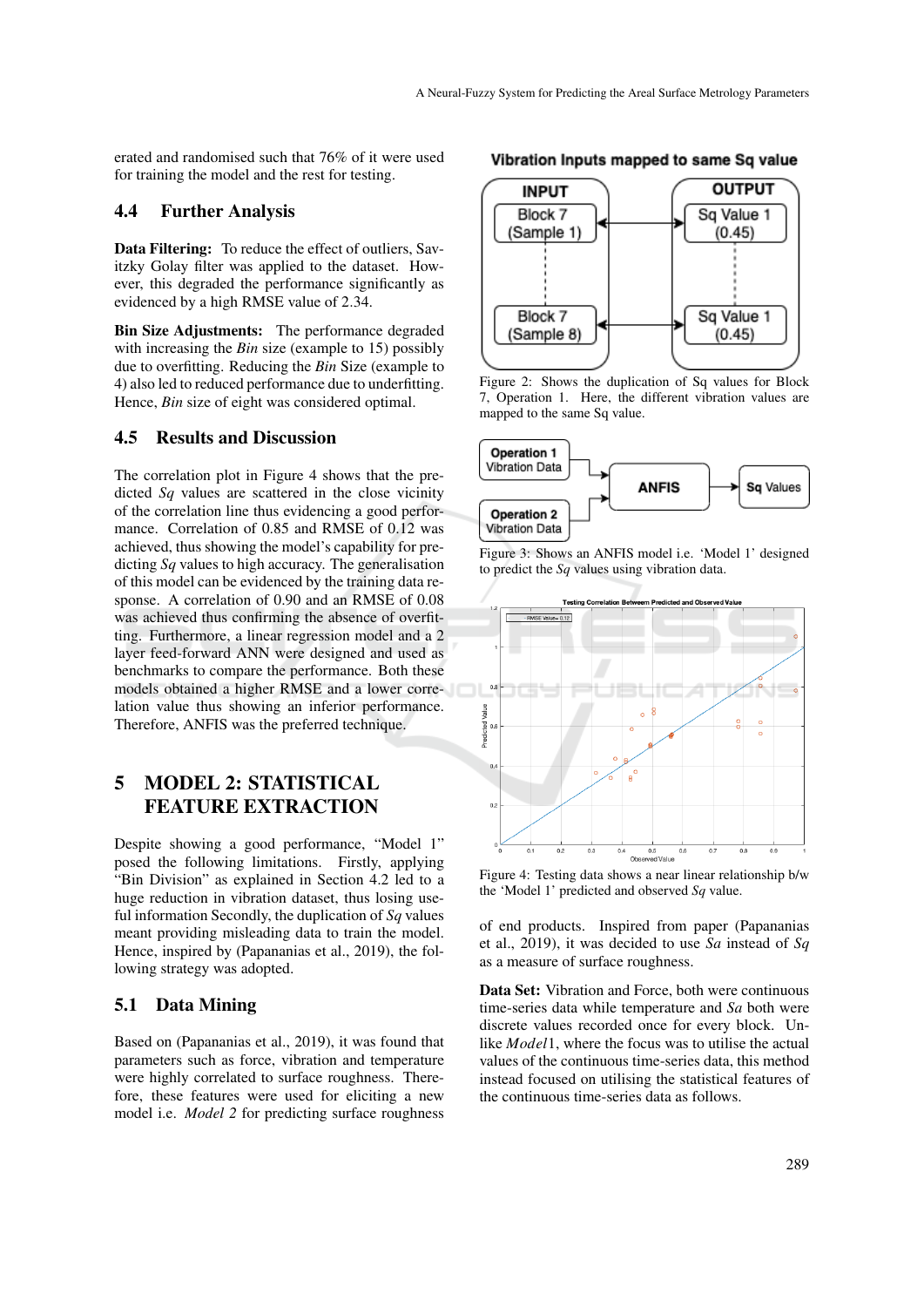erated and randomised such that 76% of it were used for training the model and the rest for testing.

### 4.4 Further Analysis

**Data Filtering:** To reduce the effect of outliers, Savitzky Golay filter was applied to the dataset. However, this degraded the performance significantly as evidenced by a high RMSE value of 2.34.

**Bin Size Adjustments:** The performance degraded with increasing the *Bin* size (example to 15) possibly due to overfitting. Reducing the *Bin* Size (example to 4) also led to reduced performance due to underfitting. Hence, *Bin* size of eight was considered optimal.

### 4.5 Results and Discussion

The correlation plot in Figure 4 shows that the predicted *Sq* values are scattered in the close vicinity of the correlation line thus evidencing a good performance. Correlation of 0.85 and RMSE of 0.12 was achieved, thus showing the model's capability for predicting *Sq* values to high accuracy. The generalisation of this model can be evidenced by the training data response. A correlation of 0.90 and an RMSE of 0.08 was achieved thus confirming the absence of overfitting. Furthermore, a linear regression model and a 2 layer feed-forward ANN were designed and used as benchmarks to compare the performance. Both these models obtained a higher RMSE and a lower correlation value thus showing an inferior performance. Therefore, ANFIS was the preferred technique.

Vibration Inputs mapped to same Sq value

INPUT

Block 7 (Sample 1)

Block 7 (Sample 8)

OUTPUT

Sq Value 1 (0.45)

Sq Value 1 (0.45)

Figure 2: Shows the duplication of Sq values for Block 7, Operation 1. Here, the different vibration values are mapped to the same Sq value.

Operation 1 Vibration Data

Operation 2 Vibration Data

ANFIS

Sq Values

Figure 3: Shows an ANFIS model i.e. 'Model 1' designed to predict the *Sq* values using vibration data.

Testing Correlation Between Predicted and Observed Value

RMSE Value= 0.12

Predicted Value

Observed Value

Figure 4: Testing data shows a near linear relationship b/w the 'Model 1' predicted and observed *Sq* value.

## 5 MODEL 2: STATISTICAL FEATURE EXTRACTION

Despite showing a good performance, "Model 1" posed the following limitations. Firstly, applying "Bin Division" as explained in Section 4.2 led to a huge reduction in vibration dataset, thus losing useful information Secondly, the duplication of *Sq* values meant providing misleading data to train the model. Hence, inspired by (Papananias et al., 2019), the following strategy was adopted.

### 5.1 Data Mining

Based on (Papananias et al., 2019), it was found that parameters such as force, vibration and temperature were highly correlated to surface roughness. Therefore, these features were used for eliciting a new model i.e. *Model 2* for predicting surface roughness of end products. Inspired from paper (Papananias et al., 2019), it was decided to use *Sa* instead of *Sq* as a measure of surface roughness.

**Data Set:** Vibration and Force, both were continuous time-series data while temperature and *Sa* both were discrete values recorded once for every block. Unlike *Model*1, where the focus was to utilise the actual values of the continuous time-series data, this method instead focused on utilising the statistical features of the continuous time-series data as follows.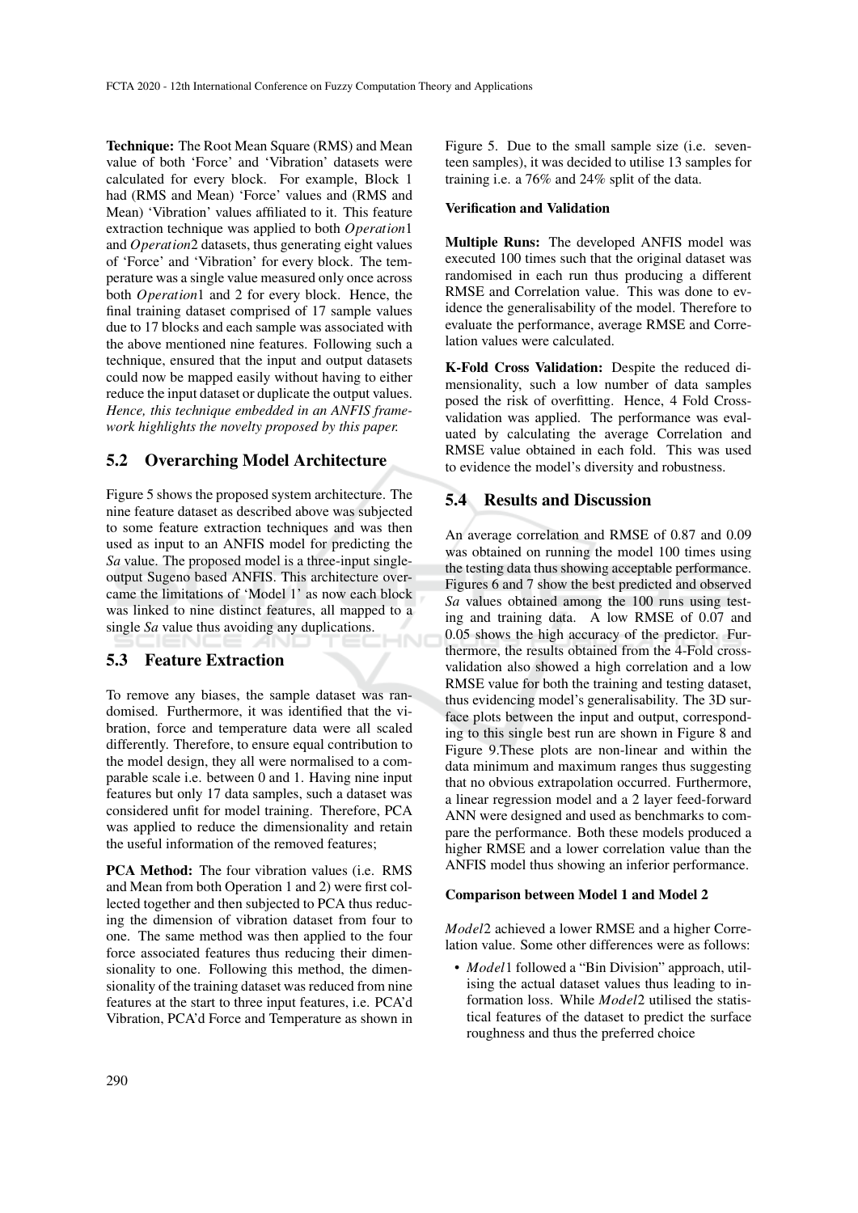**Technique:** The Root Mean Square (RMS) and Mean value of both 'Force' and 'Vibration' datasets were calculated for every block. For example, Block 1 had (RMS and Mean) 'Force' values and (RMS and Mean) 'Vibration' values affiliated to it. This feature extraction technique was applied to both *Operation*1 and *Operation*2 datasets, thus generating eight values of 'Force' and 'Vibration' for every block. The temperature was a single value measured only once across both *Operation*1 and 2 for every block. Hence, the final training dataset comprised of 17 sample values due to 17 blocks and each sample was associated with the above mentioned nine features. Following such a technique, ensured that the input and output datasets could now be mapped easily without having to either reduce the input dataset or duplicate the output values. *Hence, this technique embedded in an ANFIS framework highlights the novelty proposed by this paper.*

## 5.2 Overarching Model Architecture

Figure 5 shows the proposed system architecture. The nine feature dataset as described above was subjected to some feature extraction techniques and was then used as input to an ANFIS model for predicting the *Sa* value. The proposed model is a three-input single-output Sugeno based ANFIS. This architecture overcame the limitations of 'Model 1' as now each block was linked to nine distinct features, all mapped to a single *Sa* value thus avoiding any duplications.

## 5.3 Feature Extraction

To remove any biases, the sample dataset was randomised. Furthermore, it was identified that the vibration, force and temperature data were all scaled differently. Therefore, to ensure equal contribution to the model design, they all were normalised to a comparable scale i.e. between 0 and 1. Having nine input features but only 17 data samples, such a dataset was considered unfit for model training. Therefore, PCA was applied to reduce the dimensionality and retain the useful information of the removed features;

**PCA Method:** The four vibration values (i.e. RMS and Mean from both Operation 1 and 2) were first collected together and then subjected to PCA thus reducing the dimension of vibration dataset from four to one. The same method was then applied to the four force associated features thus reducing their dimensionality to one. Following this method, the dimensionality of the training dataset was reduced from nine features at the start to three input features, i.e. PCA'd Vibration, PCA'd Force and Temperature as shown in Figure 5. Due to the small sample size (i.e. seventeen samples), it was decided to utilise 13 samples for training i.e. a 76% and 24% split of the data.

**Verification and Validation**

**Multiple Runs:** The developed ANFIS model was executed 100 times such that the original dataset was randomised in each run thus producing a different RMSE and Correlation value. This was done to evidence the generalisability of the model. Therefore to evaluate the performance, average RMSE and Correlation values were calculated.

**K-Fold Cross Validation:** Despite the reduced dimensionality, such a low number of data samples posed the risk of overfitting. Hence, 4 Fold Cross-validation was applied. The performance was evaluated by calculating the average Correlation and RMSE value obtained in each fold. This was used to evidence the model's diversity and robustness.

## 5.4 Results and Discussion

An average correlation and RMSE of 0.87 and 0.09 was obtained on running the model 100 times using the testing data thus showing acceptable performance. Figures 6 and 7 show the best predicted and observed *Sa* values obtained among the 100 runs using testing and training data. A low RMSE of 0.07 and 0.05 shows the high accuracy of the predictor. Furthermore, the results obtained from the 4-Fold cross-validation also showed a high correlation and a low RMSE value for both the training and testing dataset, thus evidencing model's generalisability. The 3D surface plots between the input and output, corresponding to this single best run are shown in Figure 8 and Figure 9.These plots are non-linear and within the data minimum and maximum ranges thus suggesting that no obvious extrapolation occurred. Furthermore, a linear regression model and a 2 layer feed-forward ANN were designed and used as benchmarks to compare the performance. Both these models produced a higher RMSE and a lower correlation value than the ANFIS model thus showing an inferior performance.

**Comparison between Model 1 and Model 2**

*Model*2 achieved a lower RMSE and a higher Correlation value. Some other differences were as follows:

- *Model*1 followed a "Bin Division" approach, utilising the actual dataset values thus leading to information loss. While *Model*2 utilised the statistical features of the dataset to predict the surface roughness and thus the preferred choice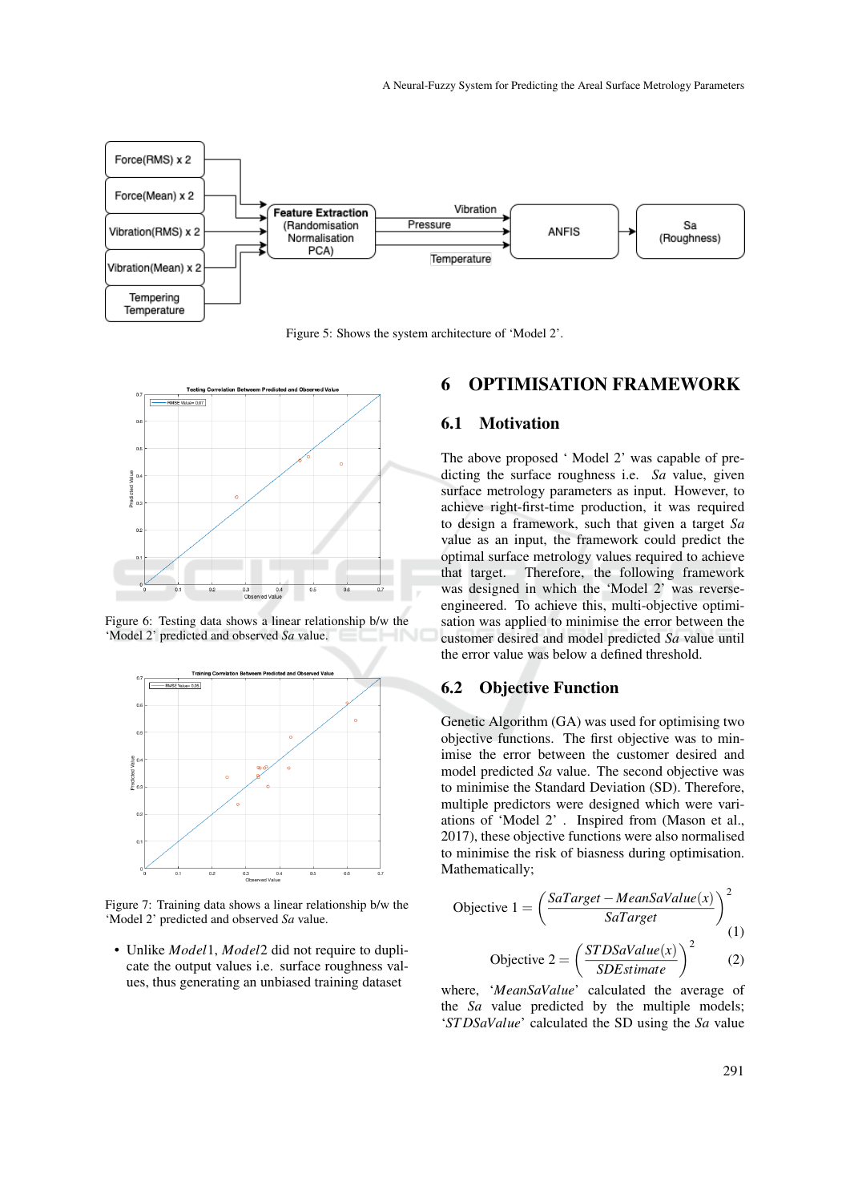Force(RMS) x 2

Force(Mean) x 2

Vibration(RMS) x 2

Vibration(Mean) x 2

Tempering Temperature

**Feature Extraction** (Randomisation Normalisation PCA)

Vibration

Pressure

Temperature

ANFIS

Sa (Roughness)

Figure 5: Shows the system architecture of 'Model 2'.

Testing Correlation Between Predicted and Observed Value

RMSE Value= 0.07

Predicted Value

Observed Value

Figure 6: Testing data shows a linear relationship b/w the 'Model 2' predicted and observed *Sa* value.

Training Correlation Between Predicted and Observed Value

RMSE Value= 0.05

Predicted Value

Observed Value

Figure 7: Training data shows a linear relationship b/w the 'Model 2' predicted and observed *Sa* value.

- Unlike *Model*1, *Model*2 did not require to duplicate the output values i.e. surface roughness values, thus generating an unbiased training dataset

# 6 OPTIMISATION FRAMEWORK

## 6.1 Motivation

The above proposed ' Model 2' was capable of predicting the surface roughness i.e. *Sa* value, given surface metrology parameters as input. However, to achieve right-first-time production, it was required to design a framework, such that given a target *Sa* value as an input, the framework could predict the optimal surface metrology values required to achieve that target. Therefore, the following framework was designed in which the 'Model 2' was reverse-engineered. To achieve this, multi-objective optimisation was applied to minimise the error between the customer desired and model predicted *Sa* value until the error value was below a defined threshold.

## 6.2 Objective Function

Genetic Algorithm (GA) was used for optimising two objective functions. The first objective was to minimise the error between the customer desired and model predicted *Sa* value. The second objective was to minimise the Standard Deviation (SD). Therefore, multiple predictors were designed which were variations of 'Model 2' . Inspired from (Mason et al., 2017), these objective functions were also normalised to minimise the risk of biasness during optimisation. Mathematically;

$$\text{Objective 1} = \left(\frac{SaTarget - MeanSaValue(x)}{SaTarget}\right)^2 \tag{1}$$

$$\text{Objective 2} = \left(\frac{STDSaValue(x)}{SDEstimate}\right)^2 \tag{2}$$

where, '*MeanSaValue*' calculated the average of the *Sa* value predicted by the multiple models; '*STDSaValue*' calculated the SD using the *Sa* value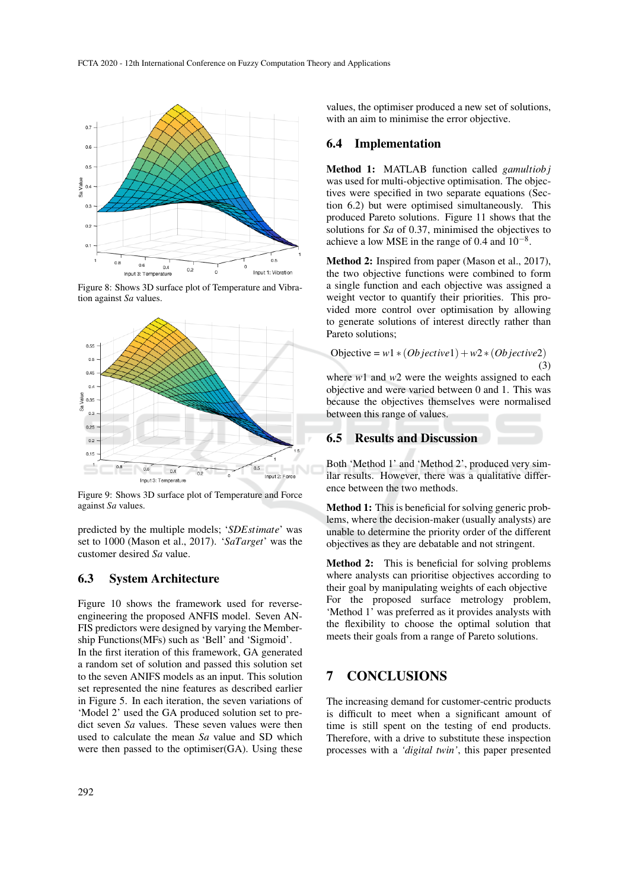0.7
0.6
0.5
Sa Value 0.4
0.3
0.2
0.1
1 0.8 0.6 0.4 0.2 0
Input 3: Temperature
0 0.5 1
Input 1: Vibration

Figure 8: Shows 3D surface plot of Temperature and Vibration against *Sa* values.

0.55
0.5
0.45
0.4
Sa Value 0.35
0.3
0.25
0.2
0.15
1 0.8 0.6 0.4 0.2 0
Input 3: Temperature
0 0.5 1 1.5
Input 2: Force

Figure 9: Shows 3D surface plot of Temperature and Force against *Sa* values.

predicted by the multiple models; '*SDEstimate*' was set to 1000 (Mason et al., 2017). '*SaTarget*' was the customer desired *Sa* value.

### 6.3 System Architecture

Figure 10 shows the framework used for reverse-engineering the proposed ANFIS model. Seven ANFIS predictors were designed by varying the Membership Functions(MFs) such as 'Bell' and 'Sigmoid'.
In the first iteration of this framework, GA generated a random set of solution and passed this solution set to the seven ANIFS models as an input. This solution set represented the nine features as described earlier in Figure 5. In each iteration, the seven variations of 'Model 2' used the GA produced solution set to predict seven *Sa* values. These seven values were then used to calculate the mean *Sa* value and SD which were then passed to the optimiser(GA). Using these values, the optimiser produced a new set of solutions, with an aim to minimise the error objective.

### 6.4 Implementation

**Method 1:** MATLAB function called *gamultiobj* was used for multi-objective optimisation. The objectives were specified in two separate equations (Section 6.2) but were optimised simultaneously. This produced Pareto solutions. Figure 11 shows that the solutions for *Sa* of 0.37, minimised the objectives to achieve a low MSE in the range of 0.4 and $10^{-8}$.

**Method 2:** Inspired from paper (Mason et al., 2017), the two objective functions were combined to form a single function and each objective was assigned a weight vector to quantify their priorities. This provided more control over optimisation by allowing to generate solutions of interest directly rather than Pareto solutions;

$$\text{Objective} = w1 * (Objective1) + w2 * (Objective2) \tag{3}$$

where $w1$ and $w2$ were the weights assigned to each objective and were varied between 0 and 1. This was because the objectives themselves were normalised between this range of values.

### 6.5 Results and Discussion

Both 'Method 1' and 'Method 2', produced very similar results. However, there was a qualitative difference between the two methods.

**Method 1:** This is beneficial for solving generic problems, where the decision-maker (usually analysts) are unable to determine the priority order of the different objectives as they are debatable and not stringent.

**Method 2:** This is beneficial for solving problems where analysts can prioritise objectives according to their goal by manipulating weights of each objective For the proposed surface metrology problem, 'Method 1' was preferred as it provides analysts with the flexibility to choose the optimal solution that meets their goals from a range of Pareto solutions.

## 7 CONCLUSIONS

The increasing demand for customer-centric products is difficult to meet when a significant amount of time is still spent on the testing of end products. Therefore, with a drive to substitute these inspection processes with a *'digital twin'*, this paper presented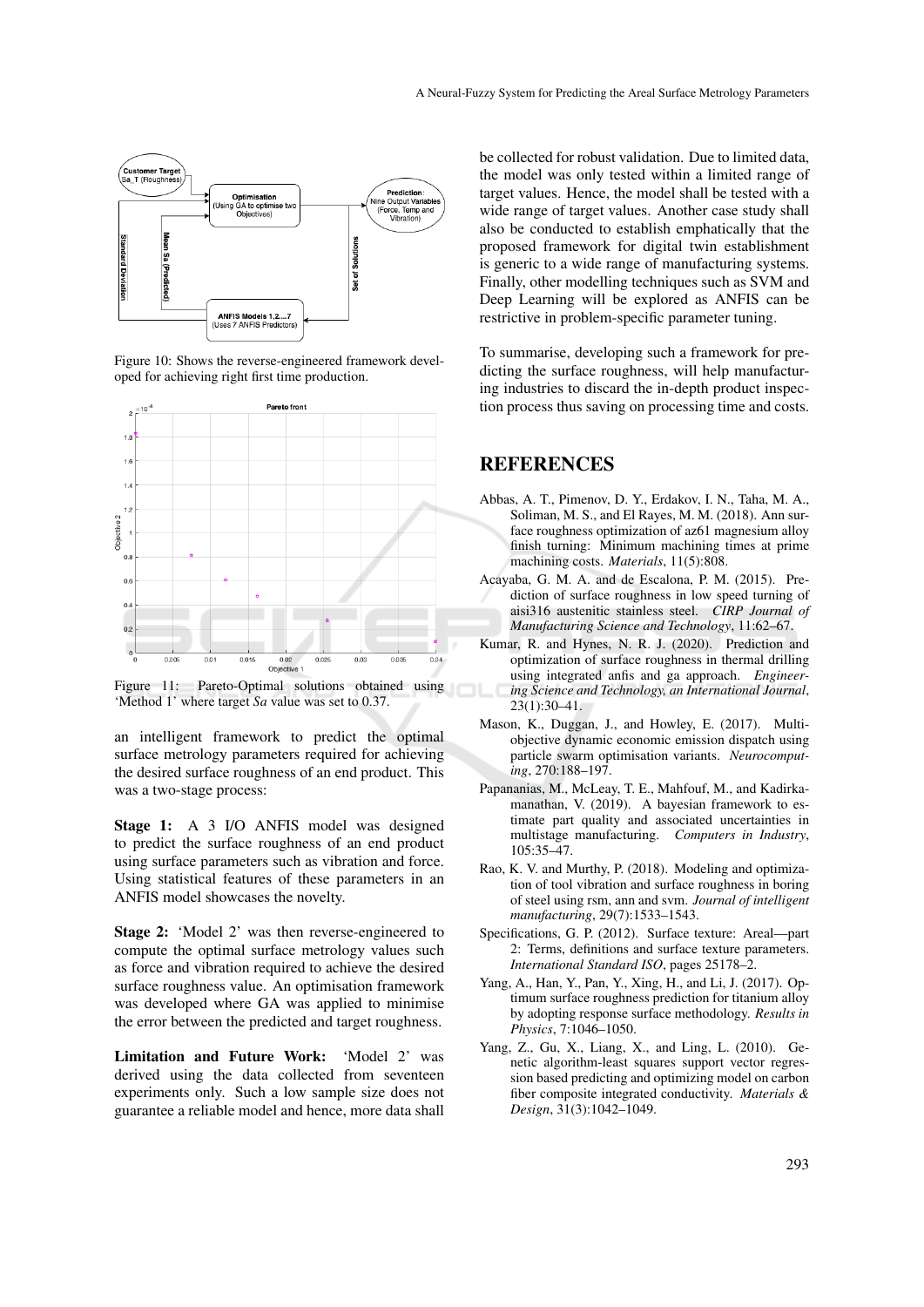Customer Target
Sa_T (Roughness)

Optimisation
(Using GA to optimise two Objectives)

Prediction:
Nine Output Variables
(Force, Temp and Vibration)

Standard Deviation

Mean Sa (Predicted)

Set of Solutions

ANFIS Models 1,2,...7
(Uses 7 ANFIS Predictors)

Figure 10: Shows the reverse-engineered framework developed for achieving right first time production.

Pareto front

$\times 10^{-4}$

Objective 2

Objective 1

0, 0.005, 0.01, 0.015, 0.02, 0.025, 0.03, 0.035, 0.04

0, 0.2, 0.4, 0.6, 0.8, 1, 1.2, 1.4, 1.6, 1.8, 2

Figure 11: Pareto-Optimal solutions obtained using 'Method 1' where target *Sa* value was set to 0.37.

an intelligent framework to predict the optimal surface metrology parameters required for achieving the desired surface roughness of an end product. This was a two-stage process:

**Stage 1:** A 3 I/O ANFIS model was designed to predict the surface roughness of an end product using surface parameters such as vibration and force. Using statistical features of these parameters in an ANFIS model showcases the novelty.

**Stage 2:** 'Model 2' was then reverse-engineered to compute the optimal surface metrology values such as force and vibration required to achieve the desired surface roughness value. An optimisation framework was developed where GA was applied to minimise the error between the predicted and target roughness.

**Limitation and Future Work:** 'Model 2' was derived using the data collected from seventeen experiments only. Such a low sample size does not guarantee a reliable model and hence, more data shall be collected for robust validation. Due to limited data, the model was only tested within a limited range of target values. Hence, the model shall be tested with a wide range of target values. Another case study shall also be conducted to establish emphatically that the proposed framework for digital twin establishment is generic to a wide range of manufacturing systems. Finally, other modelling techniques such as SVM and Deep Learning will be explored as ANFIS can be restrictive in problem-specific parameter tuning.

To summarise, developing such a framework for predicting the surface roughness, will help manufacturing industries to discard the in-depth product inspection process thus saving on processing time and costs.

## REFERENCES

Abbas, A. T., Pimenov, D. Y., Erdakov, I. N., Taha, M. A., Soliman, M. S., and El Rayes, M. M. (2018). Ann surface roughness optimization of az61 magnesium alloy finish turning: Minimum machining times at prime machining costs. *Materials*, 11(5):808.

Acayaba, G. M. A. and de Escalona, P. M. (2015). Prediction of surface roughness in low speed turning of aisi316 austenitic stainless steel. *CIRP Journal of Manufacturing Science and Technology*, 11:62–67.

Kumar, R. and Hynes, N. R. J. (2020). Prediction and optimization of surface roughness in thermal drilling using integrated anfis and ga approach. *Engineering Science and Technology, an International Journal*, 23(1):30–41.

Mason, K., Duggan, J., and Howley, E. (2017). Multi-objective dynamic economic emission dispatch using particle swarm optimisation variants. *Neurocomputing*, 270:188–197.

Papananias, M., McLeay, T. E., Mahfouf, M., and Kadirkamanathan, V. (2019). A bayesian framework to estimate part quality and associated uncertainties in multistage manufacturing. *Computers in Industry*, 105:35–47.

Rao, K. V. and Murthy, P. (2018). Modeling and optimization of tool vibration and surface roughness in boring of steel using rsm, ann and svm. *Journal of intelligent manufacturing*, 29(7):1533–1543.

Specifications, G. P. (2012). Surface texture: Areal—part 2: Terms, definitions and surface texture parameters. *International Standard ISO*, pages 25178–2.

Yang, A., Han, Y., Pan, Y., Xing, H., and Li, J. (2017). Optimum surface roughness prediction for titanium alloy by adopting response surface methodology. *Results in Physics*, 7:1046–1050.

Yang, Z., Gu, X., Liang, X., and Ling, L. (2010). Genetic algorithm-least squares support vector regression based predicting and optimizing model on carbon fiber composite integrated conductivity. *Materials & Design*, 31(3):1042–1049.